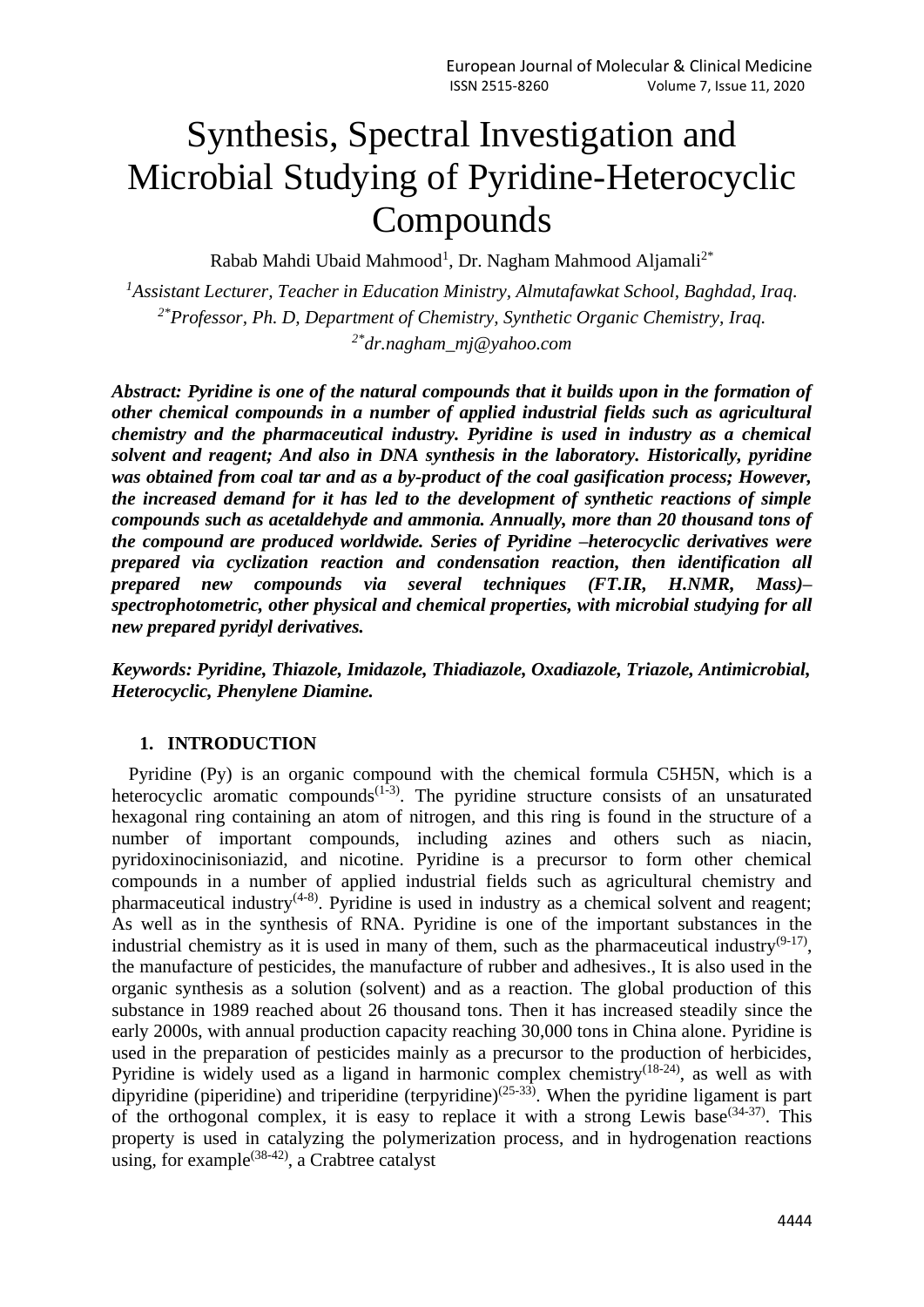# Synthesis, Spectral Investigation and Microbial Studying of Pyridine-Heterocyclic Compounds

Rabab Mahdi Ubaid Mahmood[1], Dr. Nagham Mahmood Aljamali[2*]

[1]*Assistant Lecturer, Teacher in Education Ministry, Almutafawkat School, Baghdad, Iraq.*
[2*]*Professor, Ph. D, Department of Chemistry, Synthetic Organic Chemistry, Iraq.*
[2*]*dr.nagham_mj@yahoo.com*

***Abstract: Pyridine is one of the natural compounds that it builds upon in the formation of other chemical compounds in a number of applied industrial fields such as agricultural chemistry and the pharmaceutical industry. Pyridine is used in industry as a chemical solvent and reagent; And also in DNA synthesis in the laboratory. Historically, pyridine was obtained from coal tar and as a by-product of the coal gasification process; However, the increased demand for it has led to the development of synthetic reactions of simple compounds such as acetaldehyde and ammonia. Annually, more than 20 thousand tons of the compound are produced worldwide. Series of Pyridine –heterocyclic derivatives were prepared via cyclization reaction and condensation reaction, then identification all prepared new compounds via several techniques (FT.IR, H.NMR, Mass)–spectrophotometric, other physical and chemical properties, with microbial studying for all new prepared pyridyl derivatives.***

***Keywords: Pyridine, Thiazole, Imidazole, Thiadiazole, Oxadiazole, Triazole, Antimicrobial, Heterocyclic, Phenylene Diamine.***

## 1. INTRODUCTION

Pyridine (Py) is an organic compound with the chemical formula C5H5N, which is a heterocyclic aromatic compounds[(1-3)]. The pyridine structure consists of an unsaturated hexagonal ring containing an atom of nitrogen, and this ring is found in the structure of a number of important compounds, including azines and others such as niacin, pyridoxinocinisoniazid, and nicotine. Pyridine is a precursor to form other chemical compounds in a number of applied industrial fields such as agricultural chemistry and pharmaceutical industry[(4-8)]. Pyridine is used in industry as a chemical solvent and reagent; As well as in the synthesis of RNA. Pyridine is one of the important substances in the industrial chemistry as it is used in many of them, such as the pharmaceutical industry[(9-17)], the manufacture of pesticides, the manufacture of rubber and adhesives., It is also used in the organic synthesis as a solution (solvent) and as a reaction. The global production of this substance in 1989 reached about 26 thousand tons. Then it has increased steadily since the early 2000s, with annual production capacity reaching 30,000 tons in China alone. Pyridine is used in the preparation of pesticides mainly as a precursor to the production of herbicides, Pyridine is widely used as a ligand in harmonic complex chemistry[(18-24)], as well as with dipyridine (piperidine) and triperidine (terpyridine)[(25-33)]. When the pyridine ligament is part of the orthogonal complex, it is easy to replace it with a strong Lewis base[(34-37)]. This property is used in catalyzing the polymerization process, and in hydrogenation reactions using, for example[(38-42)], a Crabtree catalyst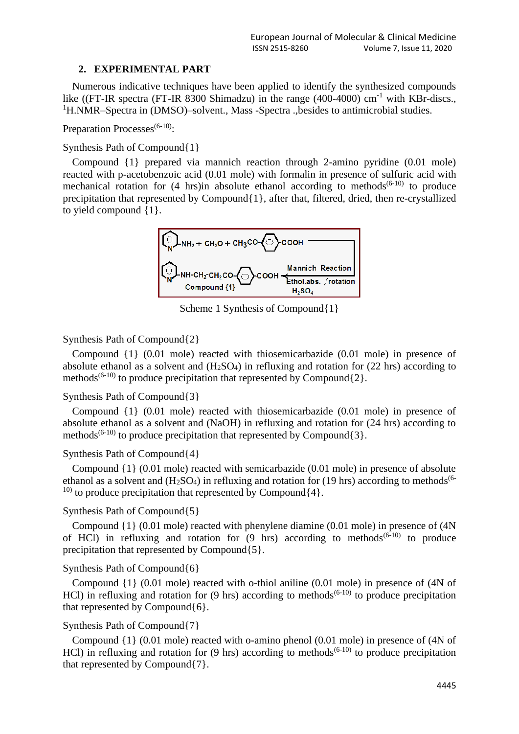## 2. EXPERIMENTAL PART

Numerous indicative techniques have been applied to identify the synthesized compounds like ((FT-IR spectra (FT-IR 8300 Shimadzu) in the range (400-4000) $cm^{-1}$ with KBr-discs., $^{1}$H.NMR–Spectra in (DMSO)–solvent., Mass -Spectra .,besides to antimicrobial studies.

Preparation Processes[(6-10)]:

Synthesis Path of Compound{1}

Compound {1} prepared via mannich reaction through 2-amino pyridine (0.01 mole) reacted with p-acetobenzoic acid (0.01 mole) with formalin in presence of sulfuric acid with mechanical rotation for (4 hrs)in absolute ethanol according to methods[(6-10)] to produce precipitation that represented by Compound{1}, after that, filtered, dried, then re-crystallized to yield compound {1}.

Scheme 1 Synthesis of Compound{1}

Synthesis Path of Compound{2}

Compound {1} (0.01 mole) reacted with thiosemicarbazide (0.01 mole) in presence of absolute ethanol as a solvent and ($H_2SO_4$) in refluxing and rotation for (22 hrs) according to methods[(6-10)] to produce precipitation that represented by Compound{2}.

Synthesis Path of Compound{3}

Compound {1} (0.01 mole) reacted with thiosemicarbazide (0.01 mole) in presence of absolute ethanol as a solvent and (NaOH) in refluxing and rotation for (24 hrs) according to methods[(6-10)] to produce precipitation that represented by Compound{3}.

Synthesis Path of Compound{4}

Compound {1} (0.01 mole) reacted with semicarbazide (0.01 mole) in presence of absolute ethanol as a solvent and ($H_2SO_4$) in refluxing and rotation for (19 hrs) according to methods[(6-10)] to produce precipitation that represented by Compound{4}.

Synthesis Path of Compound{5}

Compound {1} (0.01 mole) reacted with phenylene diamine (0.01 mole) in presence of (4N of HCl) in refluxing and rotation for (9 hrs) according to methods[(6-10)] to produce precipitation that represented by Compound{5}.

Synthesis Path of Compound{6}

Compound {1} (0.01 mole) reacted with o-thiol aniline (0.01 mole) in presence of (4N of HCl) in refluxing and rotation for (9 hrs) according to methods[(6-10)] to produce precipitation that represented by Compound{6}.

Synthesis Path of Compound{7}

Compound {1} (0.01 mole) reacted with o-amino phenol (0.01 mole) in presence of (4N of HCl) in refluxing and rotation for (9 hrs) according to methods[(6-10)] to produce precipitation that represented by Compound{7}.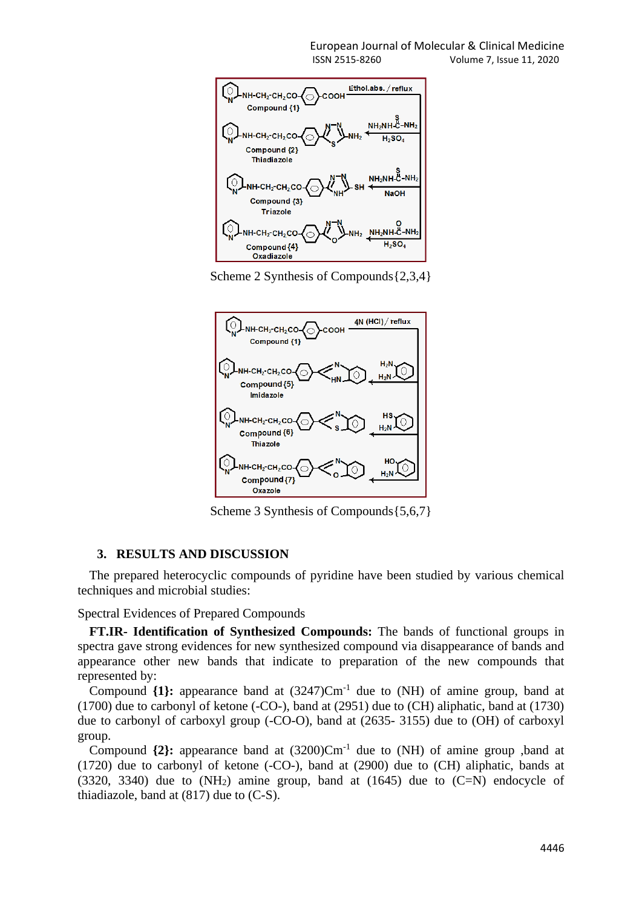Scheme 2 Synthesis of Compounds{2,3,4}

Scheme 3 Synthesis of Compounds{5,6,7}

## 3. RESULTS AND DISCUSSION

The prepared heterocyclic compounds of pyridine have been studied by various chemical techniques and microbial studies:

Spectral Evidences of Prepared Compounds

**FT.IR- Identification of Synthesized Compounds:** The bands of functional groups in spectra gave strong evidences for new synthesized compound via disappearance of bands and appearance other new bands that indicate to preparation of the new compounds that represented by:

Compound **{1}:** appearance band at (3247)$Cm^{-1}$ due to (NH) of amine group, band at (1700) due to carbonyl of ketone (-CO-), band at (2951) due to (CH) aliphatic, band at (1730) due to carbonyl of carboxyl group (-CO-O), band at (2635- 3155) due to (OH) of carboxyl group.

Compound **{2}:** appearance band at (3200)$Cm^{-1}$ due to (NH) of amine group ,band at (1720) due to carbonyl of ketone (-CO-), band at (2900) due to (CH) aliphatic, bands at (3320, 3340) due to ($NH_2$) amine group, band at (1645) due to (C=N) endocycle of thiadiazole, band at (817) due to (C-S).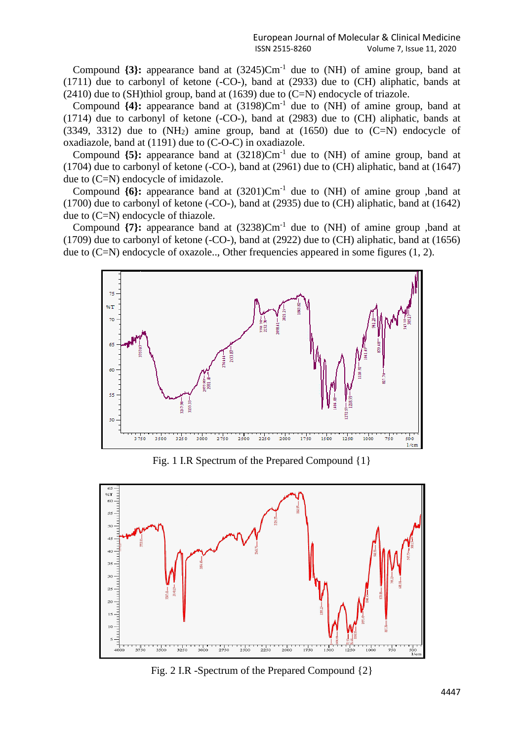Compound **{3}:** appearance band at (3245)Cm$^{-1}$ due to (NH) of amine group, band at (1711) due to carbonyl of ketone (-CO-), band at (2933) due to (CH) aliphatic, bands at (2410) due to (SH)thiol group, band at (1639) due to (C=N) endocycle of triazole.

Compound **{4}:** appearance band at (3198)Cm$^{-1}$ due to (NH) of amine group, band at (1714) due to carbonyl of ketone (-CO-), band at (2983) due to (CH) aliphatic, bands at (3349, 3312) due to ($NH_2$) amine group, band at (1650) due to (C=N) endocycle of oxadiazole, band at (1191) due to (C-O-C) in oxadiazole.

Compound **{5}:** appearance band at (3218)Cm$^{-1}$ due to (NH) of amine group, band at (1704) due to carbonyl of ketone (-CO-), band at (2961) due to (CH) aliphatic, band at (1647) due to (C=N) endocycle of imidazole.

Compound **{6}:** appearance band at (3201)Cm$^{-1}$ due to (NH) of amine group ,band at (1700) due to carbonyl of ketone (-CO-), band at (2935) due to (CH) aliphatic, band at (1642) due to (C=N) endocycle of thiazole.

Compound **{7}:** appearance band at (3238)Cm$^{-1}$ due to (NH) of amine group ,band at (1709) due to carbonyl of ketone (-CO-), band at (2922) due to (CH) aliphatic, band at (1656) due to (C=N) endocycle of oxazole.., Other frequencies appeared in some figures (1, 2).

Fig. 1 I.R Spectrum of the Prepared Compound {1}

Fig. 2 I.R -Spectrum of the Prepared Compound {2}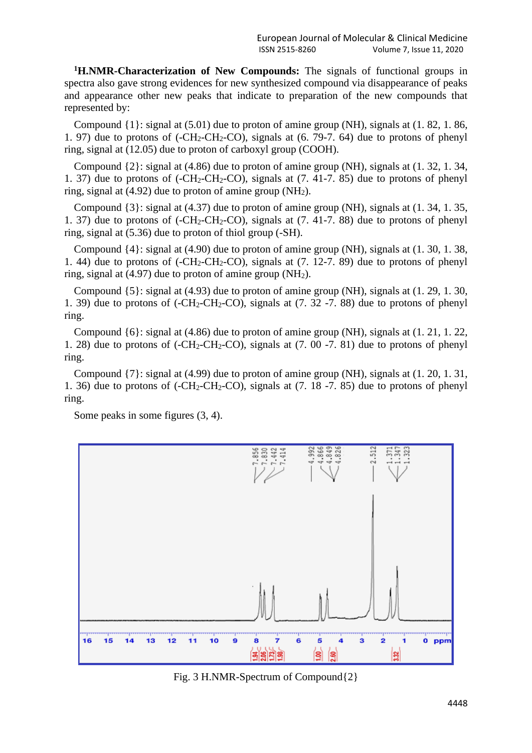**$^1$H.NMR-Characterization of New Compounds:** The signals of functional groups in spectra also gave strong evidences for new synthesized compound via disappearance of peaks and appearance other new peaks that indicate to preparation of the new compounds that represented by:

Compound {1}: signal at (5.01) due to proton of amine group (NH), signals at (1. 82, 1. 86, 1. 97) due to protons of ($-CH_2-CH_2-CO$), signals at (6. 79-7. 64) due to protons of phenyl ring, signal at (12.05) due to proton of carboxyl group (COOH).

Compound {2}: signal at (4.86) due to proton of amine group (NH), signals at (1. 32, 1. 34, 1. 37) due to protons of ($-CH_2-CH_2-CO$), signals at (7. 41-7. 85) due to protons of phenyl ring, signal at (4.92) due to proton of amine group ($NH_2$).

Compound {3}: signal at (4.37) due to proton of amine group (NH), signals at (1. 34, 1. 35, 1. 37) due to protons of ($-CH_2-CH_2-CO$), signals at (7. 41-7. 88) due to protons of phenyl ring, signal at (5.36) due to proton of thiol group (-SH).

Compound {4}: signal at (4.90) due to proton of amine group (NH), signals at (1. 30, 1. 38, 1. 44) due to protons of ($-CH_2-CH_2-CO$), signals at (7. 12-7. 89) due to protons of phenyl ring, signal at (4.97) due to proton of amine group ($NH_2$).

Compound {5}: signal at (4.93) due to proton of amine group (NH), signals at (1. 29, 1. 30, 1. 39) due to protons of ($-CH_2-CH_2-CO$), signals at (7. 32 -7. 88) due to protons of phenyl ring.

Compound {6}: signal at (4.86) due to proton of amine group (NH), signals at (1. 21, 1. 22, 1. 28) due to protons of ($-CH_2-CH_2-CO$), signals at (7. 00 -7. 81) due to protons of phenyl ring.

Compound {7}: signal at (4.99) due to proton of amine group (NH), signals at (1. 20, 1. 31, 1. 36) due to protons of ($-CH_2-CH_2-CO$), signals at (7. 18 -7. 85) due to protons of phenyl ring.

Some peaks in some figures (3, 4).

Fig. 3 H.NMR-Spectrum of Compound{2}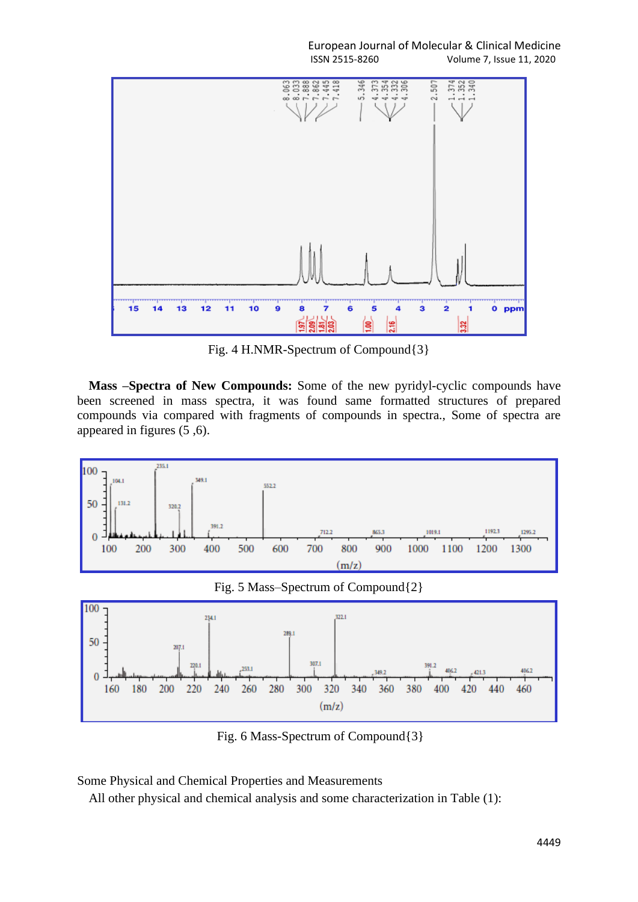Fig. 4 H.NMR-Spectrum of Compound{3}

**Mass –Spectra of New Compounds:** Some of the new pyridyl-cyclic compounds have been screened in mass spectra, it was found same formatted structures of prepared compounds via compared with fragments of compounds in spectra., Some of spectra are appeared in figures (5 ,6).

Fig. 5 Mass–Spectrum of Compound{2}

Fig. 6 Mass-Spectrum of Compound{3}

Some Physical and Chemical Properties and Measurements

All other physical and chemical analysis and some characterization in Table (1):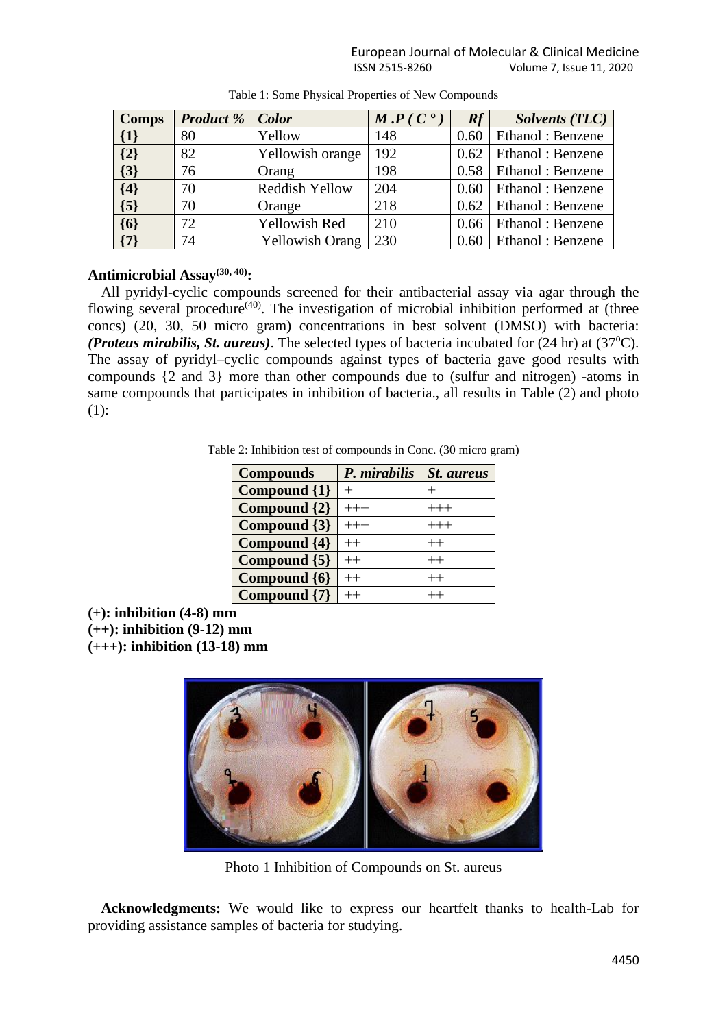Table 1: Some Physical Properties of New Compounds

| Comps | *Product %* | *Color* | *M .P ( C ° )* | *Rf* | *Solvents (TLC)* |
|---|---|---|---|---|---|
| {1} | 80 | Yellow | 148 | 0.60 | Ethanol : Benzene |
| {2} | 82 | Yellowish orange | 192 | 0.62 | Ethanol : Benzene |
| {3} | 76 | Orang | 198 | 0.58 | Ethanol : Benzene |
| {4} | 70 | Reddish Yellow | 204 | 0.60 | Ethanol : Benzene |
| {5} | 70 | Orange | 218 | 0.62 | Ethanol : Benzene |
| {6} | 72 | Yellowish Red | 210 | 0.66 | Ethanol : Benzene |
| {7} | 74 | Yellowish Orang | 230 | 0.60 | Ethanol : Benzene |

**Antimicrobial Assay[30, 40]:**

All pyridyl-cyclic compounds screened for their antibacterial assay via agar through the flowing several procedure[40]. The investigation of microbial inhibition performed at (three concs) (20, 30, 50 micro gram) concentrations in best solvent (DMSO) with bacteria: ***(Proteus mirabilis, St. aureus)***. The selected types of bacteria incubated for (24 hr) at (37°C). The assay of pyridyl–cyclic compounds against types of bacteria gave good results with compounds {2 and 3} more than other compounds due to (sulfur and nitrogen) -atoms in same compounds that participates in inhibition of bacteria., all results in Table (2) and photo (1):

Table 2: Inhibition test of compounds in Conc. (30 micro gram)

| Compounds | *P. mirabilis* | *St. aureus* |
|---|---|---|
| Compound {1} | + | + |
| Compound {2} | +++ | +++ |
| Compound {3} | +++ | +++ |
| Compound {4} | ++ | ++ |
| Compound {5} | ++ | ++ |
| Compound {6} | ++ | ++ |
| Compound {7} | ++ | ++ |

**(+): inhibition (4-8) mm**
**(++): inhibition (9-12) mm**
**(+++): inhibition (13-18) mm**

Photo 1 Inhibition of Compounds on St. aureus

**Acknowledgments:** We would like to express our heartfelt thanks to health-Lab for providing assistance samples of bacteria for studying.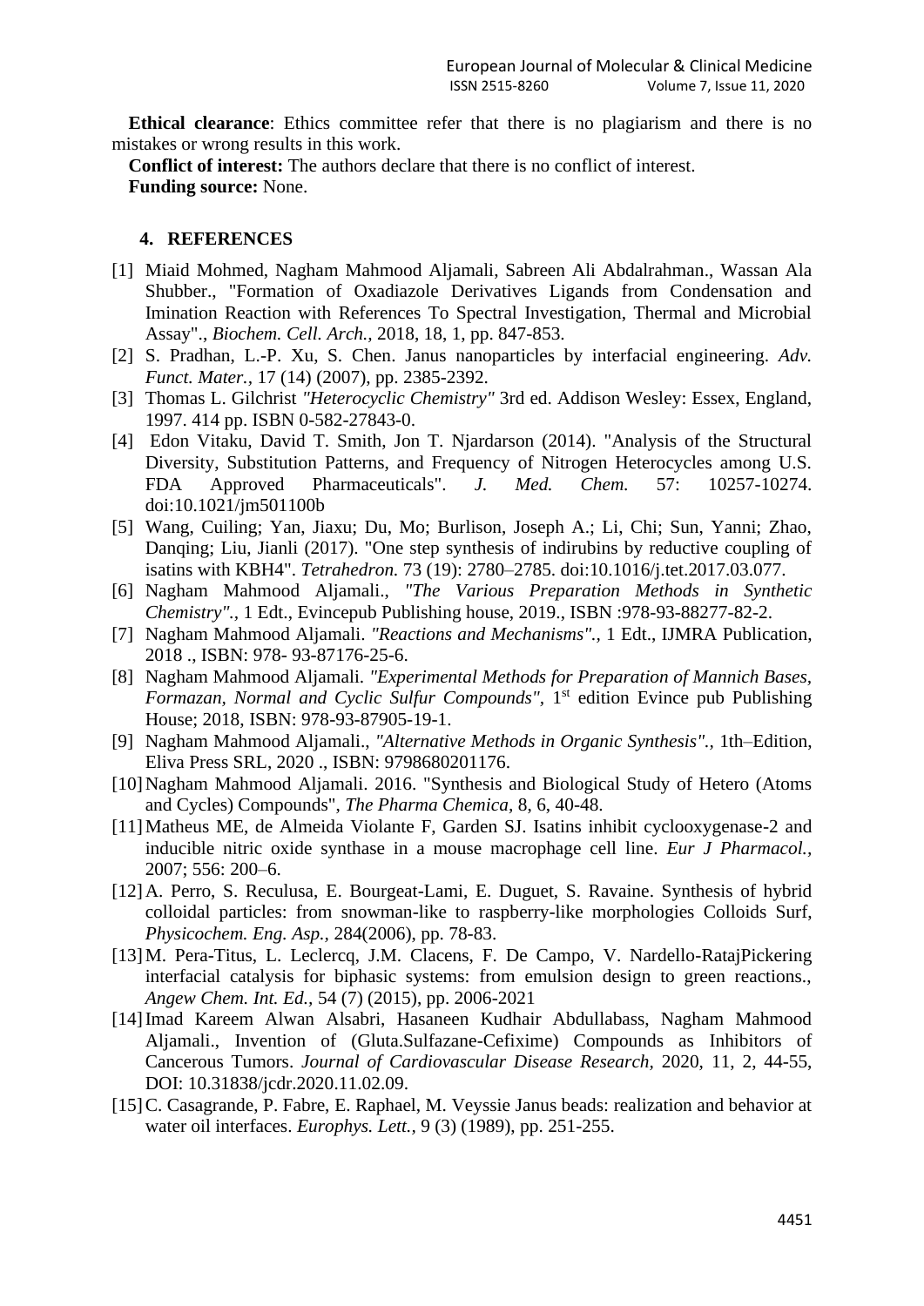**Ethical clearance**: Ethics committee refer that there is no plagiarism and there is no mistakes or wrong results in this work.

**Conflict of interest:** The authors declare that there is no conflict of interest.

**Funding source:** None.

## 4. REFERENCES

[1] Miaid Mohmed, Nagham Mahmood Aljamali, Sabreen Ali Abdalrahman., Wassan Ala Shubber., "Formation of Oxadiazole Derivatives Ligands from Condensation and Imination Reaction with References To Spectral Investigation, Thermal and Microbial Assay"., *Biochem. Cell. Arch.*, 2018, 18, 1, pp. 847-853.

[2] S. Pradhan, L.-P. Xu, S. Chen. Janus nanoparticles by interfacial engineering. *Adv. Funct. Mater.*, 17 (14) (2007), pp. 2385-2392.

[3] Thomas L. Gilchrist *"Heterocyclic Chemistry"* 3rd ed. Addison Wesley: Essex, England, 1997. 414 pp. ISBN 0-582-27843-0.

[4] Edon Vitaku, David T. Smith, Jon T. Njardarson (2014). "Analysis of the Structural Diversity, Substitution Patterns, and Frequency of Nitrogen Heterocycles among U.S. FDA Approved Pharmaceuticals". *J. Med. Chem.* 57: 10257-10274. doi:10.1021/jm501100b

[5] Wang, Cuiling; Yan, Jiaxu; Du, Mo; Burlison, Joseph A.; Li, Chi; Sun, Yanni; Zhao, Danqing; Liu, Jianli (2017). "One step synthesis of indirubins by reductive coupling of isatins with KBH4". *Tetrahedron.* 73 (19): 2780–2785. doi:10.1016/j.tet.2017.03.077.

[6] Nagham Mahmood Aljamali., *"The Various Preparation Methods in Synthetic Chemistry".*, 1 Edt., Evincepub Publishing house, 2019., ISBN :978-93-88277-82-2.

[7] Nagham Mahmood Aljamali. *"Reactions and Mechanisms".*, 1 Edt., IJMRA Publication, 2018 ., ISBN: 978- 93-87176-25-6.

[8] Nagham Mahmood Aljamali. *"Experimental Methods for Preparation of Mannich Bases, Formazan, Normal and Cyclic Sulfur Compounds"*, 1st edition Evince pub Publishing House; 2018, ISBN: 978-93-87905-19-1.

[9] Nagham Mahmood Aljamali., *"Alternative Methods in Organic Synthesis".*, 1th–Edition, Eliva Press SRL, 2020 ., ISBN: 9798680201176.

[10] Nagham Mahmood Aljamali. 2016. "Synthesis and Biological Study of Hetero (Atoms and Cycles) Compounds", *The Pharma Chemica*, 8, 6, 40-48.

[11] Matheus ME, de Almeida Violante F, Garden SJ. Isatins inhibit cyclooxygenase-2 and inducible nitric oxide synthase in a mouse macrophage cell line. *Eur J Pharmacol.*, 2007; 556: 200–6.

[12] A. Perro, S. Reculusa, E. Bourgeat-Lami, E. Duguet, S. Ravaine. Synthesis of hybrid colloidal particles: from snowman-like to raspberry-like morphologies Colloids Surf, *Physicochem. Eng. Asp.*, 284(2006), pp. 78-83.

[13] M. Pera-Titus, L. Leclercq, J.M. Clacens, F. De Campo, V. Nardello-RatajPickering interfacial catalysis for biphasic systems: from emulsion design to green reactions., *Angew Chem. Int. Ed.*, 54 (7) (2015), pp. 2006-2021

[14] Imad Kareem Alwan Alsabri, Hasaneen Kudhair Abdullabass, Nagham Mahmood Aljamali., Invention of (Gluta.Sulfazane-Cefixime) Compounds as Inhibitors of Cancerous Tumors. *Journal of Cardiovascular Disease Research,* 2020, 11, 2, 44-55, DOI: 10.31838/jcdr.2020.11.02.09.

[15] C. Casagrande, P. Fabre, E. Raphael, M. Veyssie Janus beads: realization and behavior at water oil interfaces. *Europhys. Lett.*, 9 (3) (1989), pp. 251-255.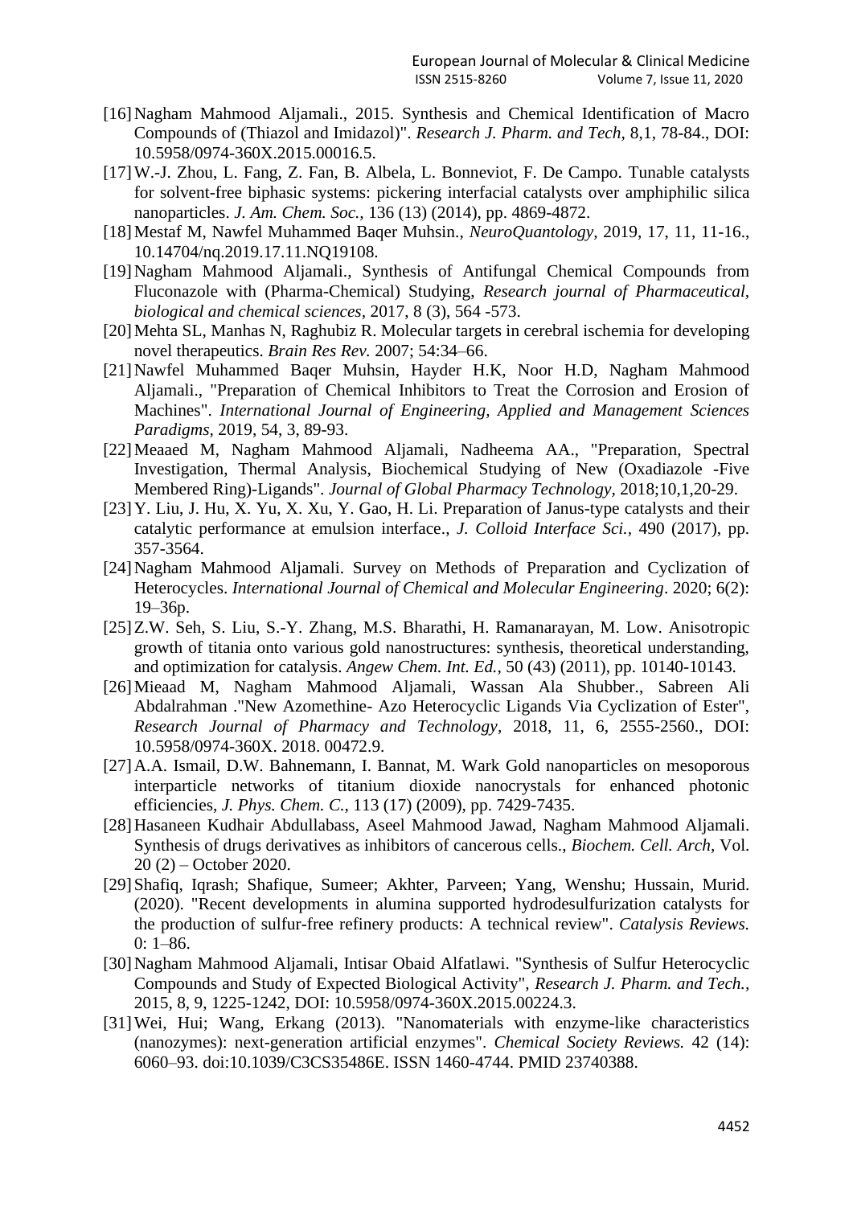[16] Nagham Mahmood Aljamali., 2015. Synthesis and Chemical Identification of Macro Compounds of (Thiazol and Imidazol)". *Research J. Pharm. and Tech,* 8,1, 78-84., DOI: 10.5958/0974-360X.2015.00016.5.

[17] W.-J. Zhou, L. Fang, Z. Fan, B. Albela, L. Bonneviot, F. De Campo. Tunable catalysts for solvent-free biphasic systems: pickering interfacial catalysts over amphiphilic silica nanoparticles. *J. Am. Chem. Soc.,* 136 (13) (2014), pp. 4869-4872.

[18] Mestaf M, Nawfel Muhammed Baqer Muhsin., *NeuroQuantology,* 2019, 17, 11, 11-16., 10.14704/nq.2019.17.11.NQ19108.

[19] Nagham Mahmood Aljamali., Synthesis of Antifungal Chemical Compounds from Fluconazole with (Pharma-Chemical) Studying, *Research journal of Pharmaceutical, biological and chemical sciences,* 2017, 8 (3), 564 -573.

[20] Mehta SL, Manhas N, Raghubiz R. Molecular targets in cerebral ischemia for developing novel therapeutics. *Brain Res Rev.* 2007; 54:34–66.

[21] Nawfel Muhammed Baqer Muhsin, Hayder H.K, Noor H.D, Nagham Mahmood Aljamali., "Preparation of Chemical Inhibitors to Treat the Corrosion and Erosion of Machines". *International Journal of Engineering, Applied and Management Sciences Paradigms,* 2019, 54, 3, 89-93.

[22] Meaaed M, Nagham Mahmood Aljamali, Nadheema AA., "Preparation, Spectral Investigation, Thermal Analysis, Biochemical Studying of New (Oxadiazole -Five Membered Ring)-Ligands". *Journal of Global Pharmacy Technology,* 2018;10,1,20-29.

[23] Y. Liu, J. Hu, X. Yu, X. Xu, Y. Gao, H. Li. Preparation of Janus-type catalysts and their catalytic performance at emulsion interface., *J. Colloid Interface Sci.,* 490 (2017), pp. 357-3564.

[24] Nagham Mahmood Aljamali. Survey on Methods of Preparation and Cyclization of Heterocycles. *International Journal of Chemical and Molecular Engineering*. 2020; 6(2): 19–36p.

[25] Z.W. Seh, S. Liu, S.-Y. Zhang, M.S. Bharathi, H. Ramanarayan, M. Low. Anisotropic growth of titania onto various gold nanostructures: synthesis, theoretical understanding, and optimization for catalysis. *Angew Chem. Int. Ed.,* 50 (43) (2011), pp. 10140-10143.

[26] Mieaad M, Nagham Mahmood Aljamali, Wassan Ala Shubber., Sabreen Ali Abdalrahman ."New Azomethine- Azo Heterocyclic Ligands Via Cyclization of Ester", *Research Journal of Pharmacy and Technology,* 2018, 11, 6, 2555-2560., DOI: 10.5958/0974-360X. 2018. 00472.9.

[27] A.A. Ismail, D.W. Bahnemann, I. Bannat, M. Wark Gold nanoparticles on mesoporous interparticle networks of titanium dioxide nanocrystals for enhanced photonic efficiencies, *J. Phys. Chem. C.,* 113 (17) (2009), pp. 7429-7435.

[28] Hasaneen Kudhair Abdullabass, Aseel Mahmood Jawad, Nagham Mahmood Aljamali. Synthesis of drugs derivatives as inhibitors of cancerous cells., *Biochem. Cell. Arch,* Vol. 20 (2) – October 2020.

[29] Shafiq, Iqrash; Shafique, Sumeer; Akhter, Parveen; Yang, Wenshu; Hussain, Murid. (2020). "Recent developments in alumina supported hydrodesulfurization catalysts for the production of sulfur-free refinery products: A technical review". *Catalysis Reviews.* 0: 1–86.

[30] Nagham Mahmood Aljamali, Intisar Obaid Alfatlawi. "Synthesis of Sulfur Heterocyclic Compounds and Study of Expected Biological Activity", *Research J. Pharm. and Tech.,* 2015, 8, 9, 1225-1242, DOI: 10.5958/0974-360X.2015.00224.3.

[31] Wei, Hui; Wang, Erkang (2013). "Nanomaterials with enzyme-like characteristics (nanozymes): next-generation artificial enzymes". *Chemical Society Reviews.* 42 (14): 6060–93. doi:10.1039/C3CS35486E. ISSN 1460-4744. PMID 23740388.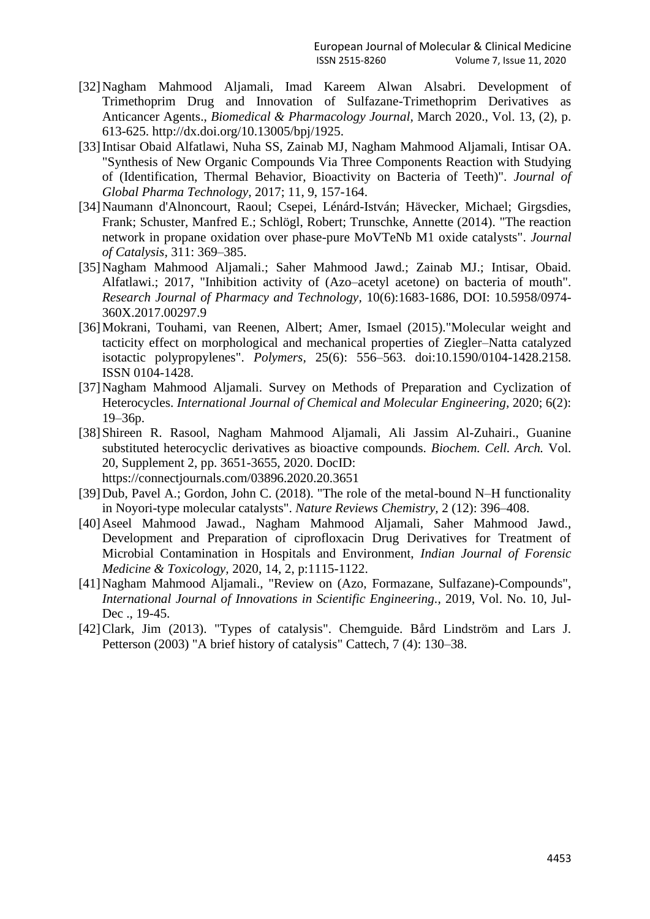[32] Nagham Mahmood Aljamali, Imad Kareem Alwan Alsabri. Development of Trimethoprim Drug and Innovation of Sulfazane-Trimethoprim Derivatives as Anticancer Agents., *Biomedical & Pharmacology Journal,* March 2020., Vol. 13, (2), p. 613-625. http://dx.doi.org/10.13005/bpj/1925.

[33] Intisar Obaid Alfatlawi, Nuha SS, Zainab MJ, Nagham Mahmood Aljamali, Intisar OA. "Synthesis of New Organic Compounds Via Three Components Reaction with Studying of (Identification, Thermal Behavior, Bioactivity on Bacteria of Teeth)". *Journal of Global Pharma Technology,* 2017; 11, 9, 157-164.

[34] Naumann d'Alnoncourt, Raoul; Csepei, Lénárd-István; Hävecker, Michael; Girgsdies, Frank; Schuster, Manfred E.; Schlögl, Robert; Trunschke, Annette (2014). "The reaction network in propane oxidation over phase-pure MoVTeNb M1 oxide catalysts". *Journal of Catalysis*, 311: 369–385.

[35] Nagham Mahmood Aljamali.; Saher Mahmood Jawd.; Zainab MJ.; Intisar, Obaid. Alfatlawi.; 2017, "Inhibition activity of (Azo–acetyl acetone) on bacteria of mouth". *Research Journal of Pharmacy and Technology,* 10(6):1683-1686, DOI: 10.5958/0974-360X.2017.00297.9

[36] Mokrani, Touhami, van Reenen, Albert; Amer, Ismael (2015)."Molecular weight and tacticity effect on morphological and mechanical properties of Ziegler–Natta catalyzed isotactic polypropylenes". *Polymers,* 25(6): 556–563. doi:10.1590/0104-1428.2158. ISSN 0104-1428.

[37] Nagham Mahmood Aljamali. Survey on Methods of Preparation and Cyclization of Heterocycles. *International Journal of Chemical and Molecular Engineering,* 2020; 6(2): 19–36p.

[38] Shireen R. Rasool, Nagham Mahmood Aljamali, Ali Jassim Al-Zuhairi., Guanine substituted heterocyclic derivatives as bioactive compounds. *Biochem. Cell. Arch.* Vol. 20, Supplement 2, pp. 3651-3655, 2020. DocID: https://connectjournals.com/03896.2020.20.3651

[39] Dub, Pavel A.; Gordon, John C. (2018). "The role of the metal-bound N–H functionality in Noyori-type molecular catalysts". *Nature Reviews Chemistry*, 2 (12): 396–408.

[40] Aseel Mahmood Jawad., Nagham Mahmood Aljamali, Saher Mahmood Jawd., Development and Preparation of ciprofloxacin Drug Derivatives for Treatment of Microbial Contamination in Hospitals and Environment, *Indian Journal of Forensic Medicine & Toxicology,* 2020, 14, 2, p:1115-1122.

[41] Nagham Mahmood Aljamali., "Review on (Azo, Formazane, Sulfazane)-Compounds", *International Journal of Innovations in Scientific Engineering.,* 2019, Vol. No. 10, Jul-Dec ., 19-45.

[42] Clark, Jim (2013). "Types of catalysis". Chemguide. Bård Lindström and Lars J. Petterson (2003) "A brief history of catalysis" Cattech, 7 (4): 130–38.